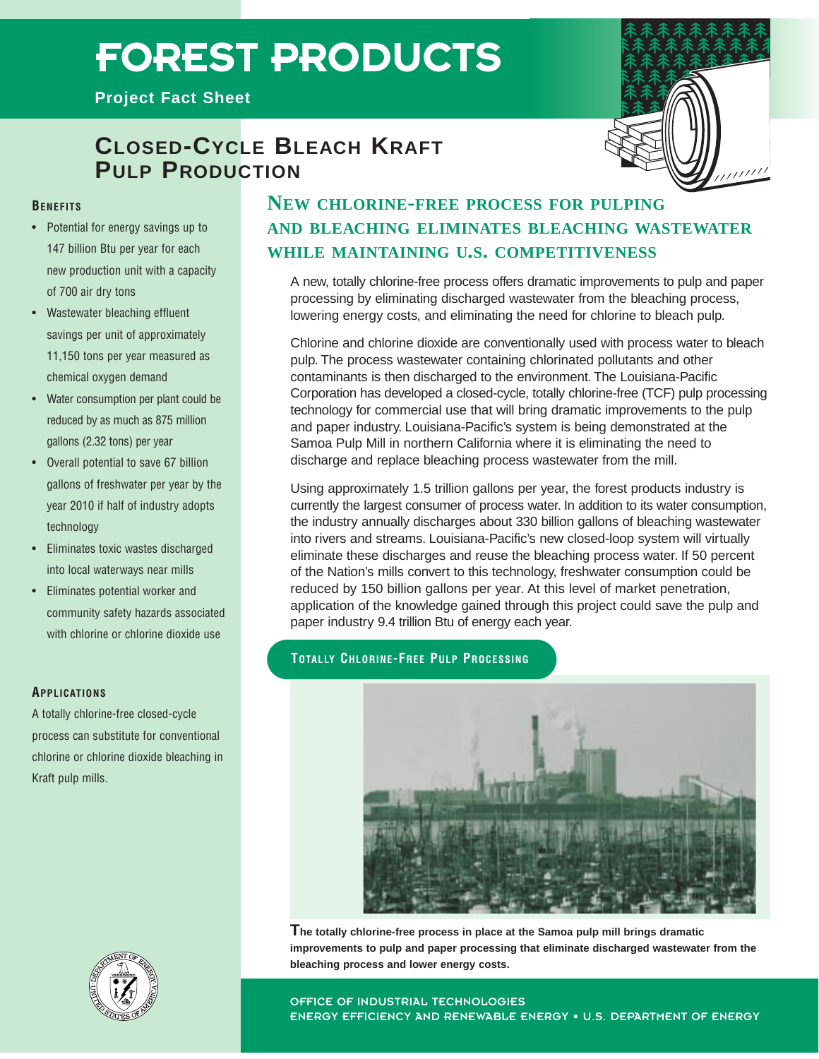# FOREST PRODUCTS

**Project Fact Sheet**

## CLOSED-CYCLE BLEACH KRAFT PULP PRODUCTION

### BENEFITS

- Potential for energy savings up to 147 billion Btu per year for each new production unit with a capacity of 700 air dry tons
- Wastewater bleaching effluent savings per unit of approximately 11,150 tons per year measured as chemical oxygen demand
- Water consumption per plant could be reduced by as much as 875 million gallons (2.32 tons) per year
- Overall potential to save 67 billion gallons of freshwater per year by the year 2010 if half of industry adopts technology
- Eliminates toxic wastes discharged into local waterways near mills
- Eliminates potential worker and community safety hazards associated with chlorine or chlorine dioxide use

### APPLICATIONS

A totally chlorine-free closed-cycle process can substitute for conventional chlorine or chlorine dioxide bleaching in Kraft pulp mills.

## NEW CHLORINE-FREE PROCESS FOR PULPING AND BLEACHING ELIMINATES BLEACHING WASTEWATER WHILE MAINTAINING U.S. COMPETITIVENESS

A new, totally chlorine-free process offers dramatic improvements to pulp and paper processing by eliminating discharged wastewater from the bleaching process, lowering energy costs, and eliminating the need for chlorine to bleach pulp.

Chlorine and chlorine dioxide are conventionally used with process water to bleach pulp. The process wastewater containing chlorinated pollutants and other contaminants is then discharged to the environment. The Louisiana-Pacific Corporation has developed a closed-cycle, totally chlorine-free (TCF) pulp processing technology for commercial use that will bring dramatic improvements to the pulp and paper industry. Louisiana-Pacific's system is being demonstrated at the Samoa Pulp Mill in northern California where it is eliminating the need to discharge and replace bleaching process wastewater from the mill.

Using approximately 1.5 trillion gallons per year, the forest products industry is currently the largest consumer of process water. In addition to its water consumption, the industry annually discharges about 330 billion gallons of bleaching wastewater into rivers and streams. Louisiana-Pacific's new closed-loop system will virtually eliminate these discharges and reuse the bleaching process water. If 50 percent of the Nation's mills convert to this technology, freshwater consumption could be reduced by 150 billion gallons per year. At this level of market penetration, application of the knowledge gained through this project could save the pulp and paper industry 9.4 trillion Btu of energy each year.

### TOTALLY CHLORINE-FREE PULP PROCESSING

**The totally chlorine-free process in place at the Samoa pulp mill brings dramatic improvements to pulp and paper processing that eliminate discharged wastewater from the bleaching process and lower energy costs.**

OFFICE OF INDUSTRIAL TECHNOLOGIES
ENERGY EFFICIENCY AND RENEWABLE ENERGY • U.S. DEPARTMENT OF ENERGY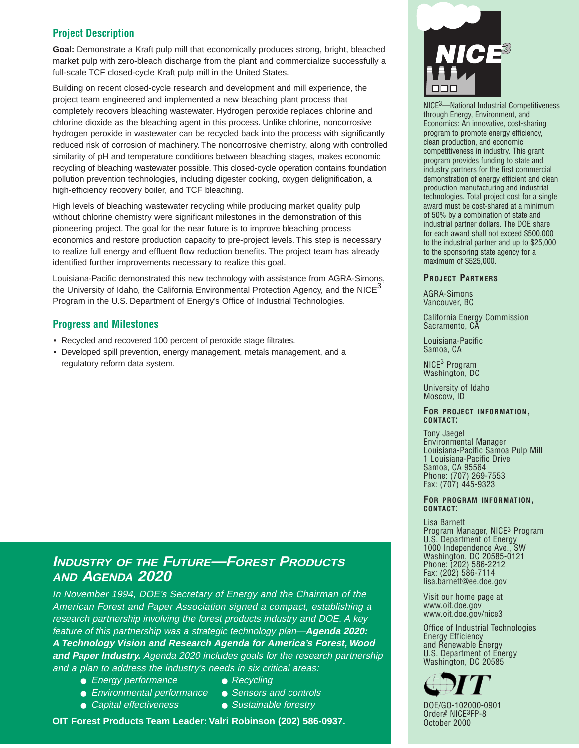## Project Description

**Goal:** Demonstrate a Kraft pulp mill that economically produces strong, bright, bleached market pulp with zero-bleach discharge from the plant and commercialize successfully a full-scale TCF closed-cycle Kraft pulp mill in the United States.

Building on recent closed-cycle research and development and mill experience, the project team engineered and implemented a new bleaching plant process that completely recovers bleaching wastewater. Hydrogen peroxide replaces chlorine and chlorine dioxide as the bleaching agent in this process. Unlike chlorine, noncorrosive hydrogen peroxide in wastewater can be recycled back into the process with significantly reduced risk of corrosion of machinery. The noncorrosive chemistry, along with controlled similarity of pH and temperature conditions between bleaching stages, makes economic recycling of bleaching wastewater possible. This closed-cycle operation contains foundation pollution prevention technologies, including digester cooking, oxygen delignification, a high-efficiency recovery boiler, and TCF bleaching.

High levels of bleaching wastewater recycling while producing market quality pulp without chlorine chemistry were significant milestones in the demonstration of this pioneering project. The goal for the near future is to improve bleaching process economics and restore production capacity to pre-project levels. This step is necessary to realize full energy and effluent flow reduction benefits. The project team has already identified further improvements necessary to realize this goal.

Louisiana-Pacific demonstrated this new technology with assistance from AGRA-Simons, the University of Idaho, the California Environmental Protection Agency, and the NICE$^3$ Program in the U.S. Department of Energy's Office of Industrial Technologies.

## Progress and Milestones

- Recycled and recovered 100 percent of peroxide stage filtrates.
- Developed spill prevention, energy management, metals management, and a regulatory reform data system.

## *Industry of the Future—Forest Products and Agenda 2020*

*In November 1994, DOE's Secretary of Energy and the Chairman of the American Forest and Paper Association signed a compact, establishing a research partnership involving the forest products industry and DOE. A key feature of this partnership was a strategic technology plan—**Agenda 2020: A Technology Vision and Research Agenda for America's Forest, Wood and Paper Industry.** Agenda 2020 includes goals for the research partnership and a plan to address the industry's needs in six critical areas:*

- *Energy performance*
- *Environmental performance*
- *Capital effectiveness*
- *Recycling*
- *Sensors and controls*
- *Sustainable forestry*

**OIT Forest Products Team Leader: Valri Robinson (202) 586-0937.**

NICE$^3$

NICE$^3$—National Industrial Competitiveness through Energy, Environment, and Economics: An innovative, cost-sharing program to promote energy efficiency, clean production, and economic competitiveness in industry. This grant program provides funding to state and industry partners for the first commercial demonstration of energy efficient and clean production manufacturing and industrial technologies. Total project cost for a single award must be cost-shared at a minimum of 50% by a combination of state and industrial partner dollars. The DOE share for each award shall not exceed $500,000 to the industrial partner and up to $25,000 to the sponsoring state agency for a maximum of $525,000.

### Project Partners

AGRA-Simons
Vancouver, BC

California Energy Commission
Sacramento, CA

Louisiana-Pacific
Samoa, CA

NICE$^3$ Program
Washington, DC

University of Idaho
Moscow, ID

### For Project Information, Contact:

Tony Jaegel
Environmental Manager
Louisiana-Pacific Samoa Pulp Mill
1 Louisiana-Pacific Drive
Samoa, CA 95564
Phone: (707) 269-7553
Fax: (707) 445-9323

### For Program Information, Contact:

Lisa Barnett
Program Manager, NICE$^3$ Program
U.S. Department of Energy
1000 Independence Ave., SW
Washington, DC 20585-0121
Phone: (202) 586-2212
Fax: (202) 586-7114
lisa.barnett@ee.doe.gov

Visit our home page at
www.oit.doe.gov
www.oit.doe.gov/nice3

Office of Industrial Technologies
Energy Efficiency
and Renewable Energy
U.S. Department of Energy
Washington, DC 20585

OIT

DOE/GO-102000-0901
Order# NICE3FP-8
October 2000